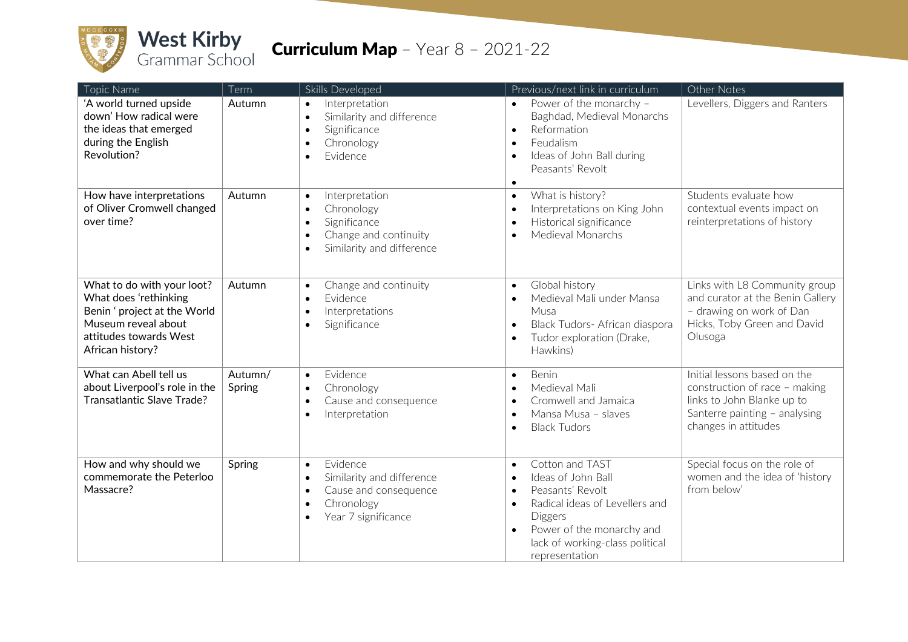# West Kirby Grammar School

## Curriculum Map – Year 8 – 2021-22

| Topic Name | Term | Skills Developed | Previous/next link in curriculum | Other Notes |
|---|---|---|---|---|
| 'A world turned upside down' How radical were the ideas that emerged during the English Revolution? | Autumn | • Interpretation<br>• Similarity and difference<br>• Significance<br>• Chronology<br>• Evidence | • Power of the monarchy – Baghdad, Medieval Monarchs<br>• Reformation<br>• Feudalism<br>• Ideas of John Ball during Peasants' Revolt<br>• | Levellers, Diggers and Ranters |
| How have interpretations of Oliver Cromwell changed over time? | Autumn | • Interpretation<br>• Chronology<br>• Significance<br>• Change and continuity<br>• Similarity and difference | • What is history?<br>• Interpretations on King John<br>• Historical significance<br>• Medieval Monarchs | Students evaluate how contextual events impact on reinterpretations of history |
| What to do with your loot? What does 'rethinking Benin ' project at the World Museum reveal about attitudes towards West African history? | Autumn | • Change and continuity<br>• Evidence<br>• Interpretations<br>• Significance | • Global history<br>• Medieval Mali under Mansa Musa<br>• Black Tudors- African diaspora<br>• Tudor exploration (Drake, Hawkins) | Links with L8 Community group and curator at the Benin Gallery – drawing on work of Dan Hicks, Toby Green and David Olusoga |
| What can Abell tell us about Liverpool's role in the Transatlantic Slave Trade? | Autumn/ Spring | • Evidence<br>• Chronology<br>• Cause and consequence<br>• Interpretation | • Benin<br>• Medieval Mali<br>• Cromwell and Jamaica<br>• Mansa Musa – slaves<br>• Black Tudors | Initial lessons based on the construction of race – making links to John Blanke up to Santerre painting – analysing changes in attitudes |
| How and why should we commemorate the Peterloo Massacre? | Spring | • Evidence<br>• Similarity and difference<br>• Cause and consequence<br>• Chronology<br>• Year 7 significance | • Cotton and TAST<br>• Ideas of John Ball<br>• Peasants' Revolt<br>• Radical ideas of Levellers and Diggers<br>• Power of the monarchy and lack of working-class political representation | Special focus on the role of women and the idea of 'history from below' |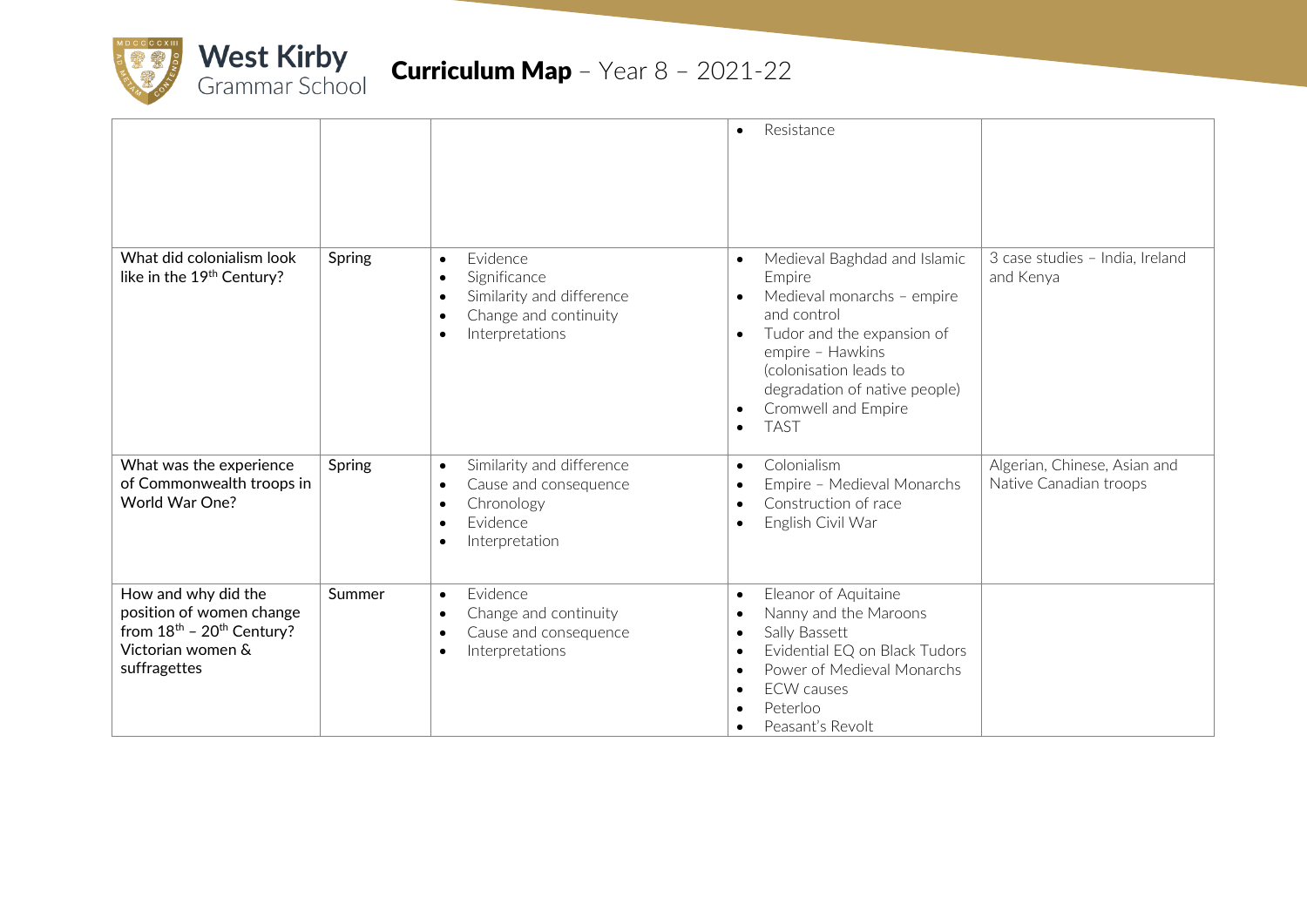|  |  |  | <ul><li>Resistance</li></ul> |  |
|---|---|---|---|---|
| What did colonialism look like in the 19th Century? | Spring | <ul><li>Evidence</li><li>Significance</li><li>Similarity and difference</li><li>Change and continuity</li><li>Interpretations</li></ul> | <ul><li>Medieval Baghdad and Islamic Empire</li><li>Medieval monarchs – empire and control</li><li>Tudor and the expansion of empire – Hawkins (colonisation leads to degradation of native people)</li><li>Cromwell and Empire</li><li>TAST</li></ul> | 3 case studies – India, Ireland and Kenya |
| What was the experience of Commonwealth troops in World War One? | Spring | <ul><li>Similarity and difference</li><li>Cause and consequence</li><li>Chronology</li><li>Evidence</li><li>Interpretation</li></ul> | <ul><li>Colonialism</li><li>Empire – Medieval Monarchs</li><li>Construction of race</li><li>English Civil War</li></ul> | Algerian, Chinese, Asian and Native Canadian troops |
| How and why did the position of women change from 18th – 20th Century? Victorian women & suffragettes | Summer | <ul><li>Evidence</li><li>Change and continuity</li><li>Cause and consequence</li><li>Interpretations</li></ul> | <ul><li>Eleanor of Aquitaine</li><li>Nanny and the Maroons</li><li>Sally Bassett</li><li>Evidential EQ on Black Tudors</li><li>Power of Medieval Monarchs</li><li>ECW causes</li><li>Peterloo</li><li>Peasant's Revolt</li></ul> |  |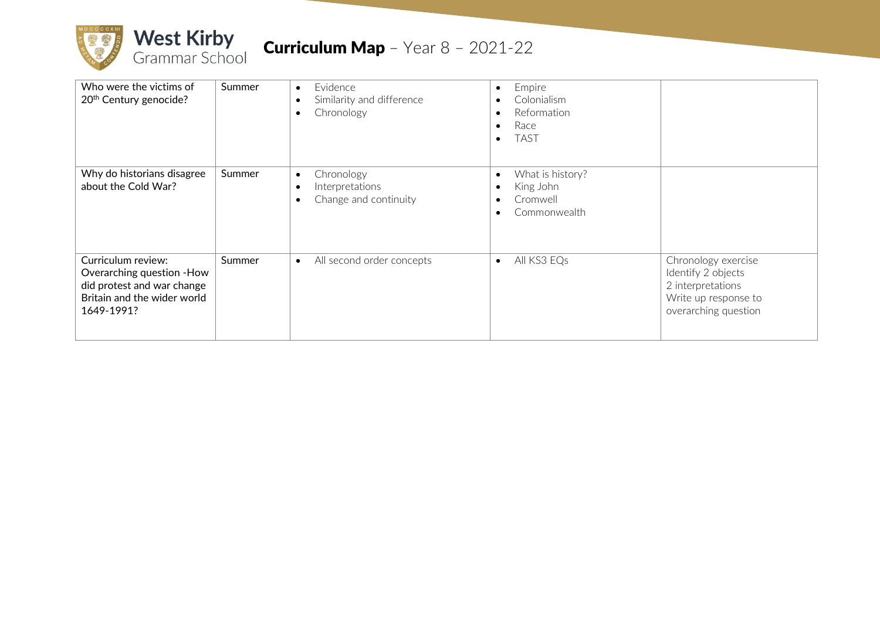| | | | | |
|---|---|---|---|---|
| Who were the victims of 20th Century genocide? | Summer | • Evidence<br>• Similarity and difference<br>• Chronology | • Empire<br>• Colonialism<br>• Reformation<br>• Race<br>• TAST | |
| Why do historians disagree about the Cold War? | Summer | • Chronology<br>• Interpretations<br>• Change and continuity | • What is history?<br>• King John<br>• Cromwell<br>• Commonwealth | |
| Curriculum review: Overarching question -How did protest and war change Britain and the wider world 1649-1991? | Summer | • All second order concepts | • All KS3 EQs | Chronology exercise<br>Identify 2 objects<br>2 interpretations<br>Write up response to overarching question |